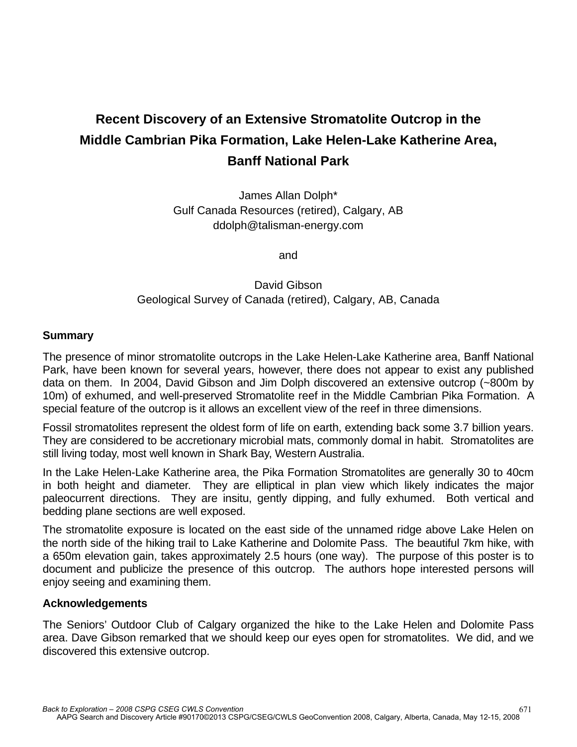# Recent Discovery of an Extensive Stromatolite Outcrop in the Middle Cambrian Pika Formation, Lake Helen-Lake Katherine Area, Banff National Park

James Allan Dolph*
Gulf Canada Resources (retired), Calgary, AB
ddolph@talisman-energy.com

and

David Gibson
Geological Survey of Canada (retired), Calgary, AB, Canada

## Summary

The presence of minor stromatolite outcrops in the Lake Helen-Lake Katherine area, Banff National Park, have been known for several years, however, there does not appear to exist any published data on them. In 2004, David Gibson and Jim Dolph discovered an extensive outcrop (~800m by 10m) of exhumed, and well-preserved Stromatolite reef in the Middle Cambrian Pika Formation. A special feature of the outcrop is it allows an excellent view of the reef in three dimensions.

Fossil stromatolites represent the oldest form of life on earth, extending back some 3.7 billion years. They are considered to be accretionary microbial mats, commonly domal in habit. Stromatolites are still living today, most well known in Shark Bay, Western Australia.

In the Lake Helen-Lake Katherine area, the Pika Formation Stromatolites are generally 30 to 40cm in both height and diameter. They are elliptical in plan view which likely indicates the major paleocurrent directions. They are insitu, gently dipping, and fully exhumed. Both vertical and bedding plane sections are well exposed.

The stromatolite exposure is located on the east side of the unnamed ridge above Lake Helen on the north side of the hiking trail to Lake Katherine and Dolomite Pass. The beautiful 7km hike, with a 650m elevation gain, takes approximately 2.5 hours (one way). The purpose of this poster is to document and publicize the presence of this outcrop. The authors hope interested persons will enjoy seeing and examining them.

## Acknowledgements

The Seniors' Outdoor Club of Calgary organized the hike to the Lake Helen and Dolomite Pass area. Dave Gibson remarked that we should keep our eyes open for stromatolites. We did, and we discovered this extensive outcrop.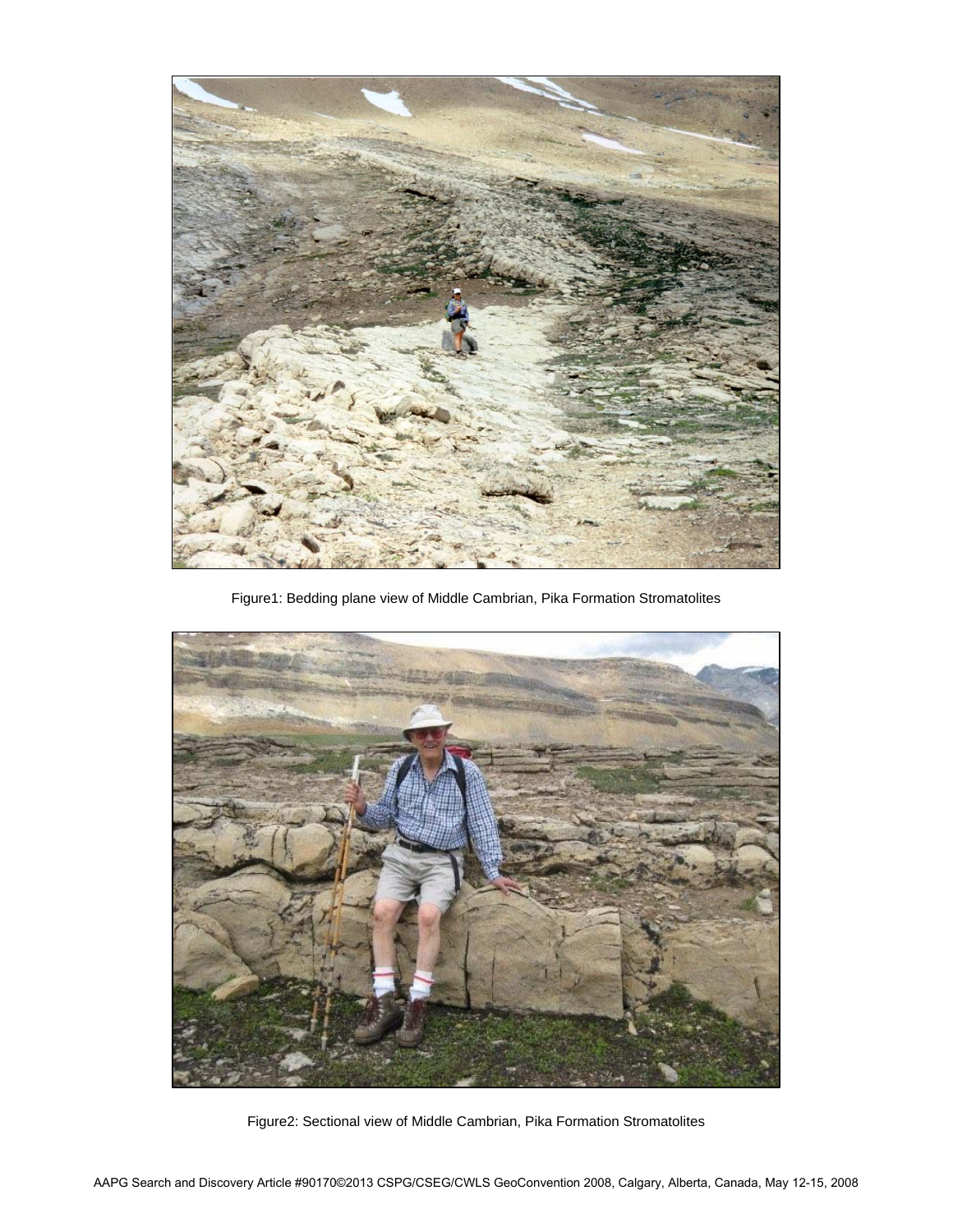Figure1: Bedding plane view of Middle Cambrian, Pika Formation Stromatolites

Figure2: Sectional view of Middle Cambrian, Pika Formation Stromatolites